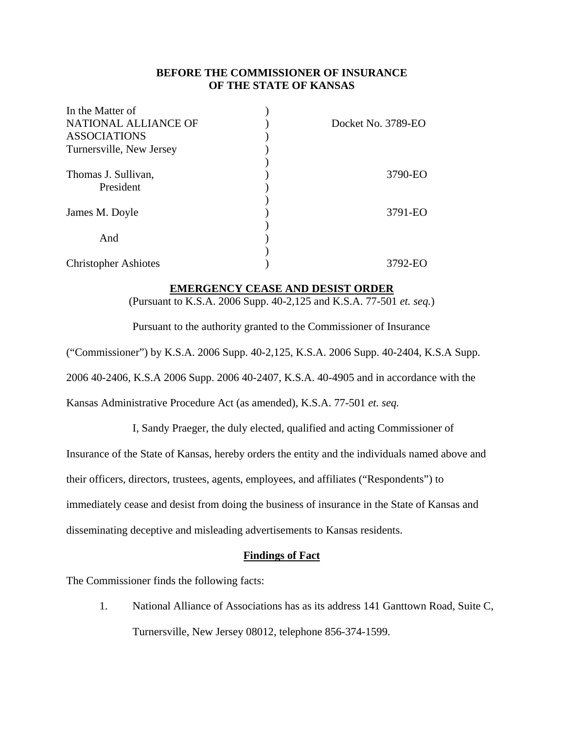**BEFORE THE COMMISSIONER OF INSURANCE**
**OF THE STATE OF KANSAS**

| | | |
|---|---|---|
| In the Matter of<br>NATIONAL ALLIANCE OF<br>ASSOCIATIONS<br>Turnersville, New Jersey | ) | Docket No. 3789-EO |
| Thomas J. Sullivan,<br>President | ) | 3790-EO |
| James M. Doyle | ) | 3791-EO |
| And | ) | |
| Christopher Ashiotes | ) | 3792-EO |

**EMERGENCY CEASE AND DESIST ORDER**

(Pursuant to K.S.A. 2006 Supp. 40-2,125 and K.S.A. 77-501 *et. seq.*)

Pursuant to the authority granted to the Commissioner of Insurance ("Commissioner") by K.S.A. 2006 Supp. 40-2,125, K.S.A. 2006 Supp. 40-2404, K.S.A Supp. 2006 40-2406, K.S.A 2006 Supp. 2006 40-2407, K.S.A. 40-4905 and in accordance with the Kansas Administrative Procedure Act (as amended), K.S.A. 77-501 *et. seq.*

I, Sandy Praeger, the duly elected, qualified and acting Commissioner of Insurance of the State of Kansas, hereby orders the entity and the individuals named above and their officers, directors, trustees, agents, employees, and affiliates ("Respondents") to immediately cease and desist from doing the business of insurance in the State of Kansas and disseminating deceptive and misleading advertisements to Kansas residents.

**Findings of Fact**

The Commissioner finds the following facts:

1. National Alliance of Associations has as its address 141 Ganttown Road, Suite C, Turnersville, New Jersey 08012, telephone 856-374-1599.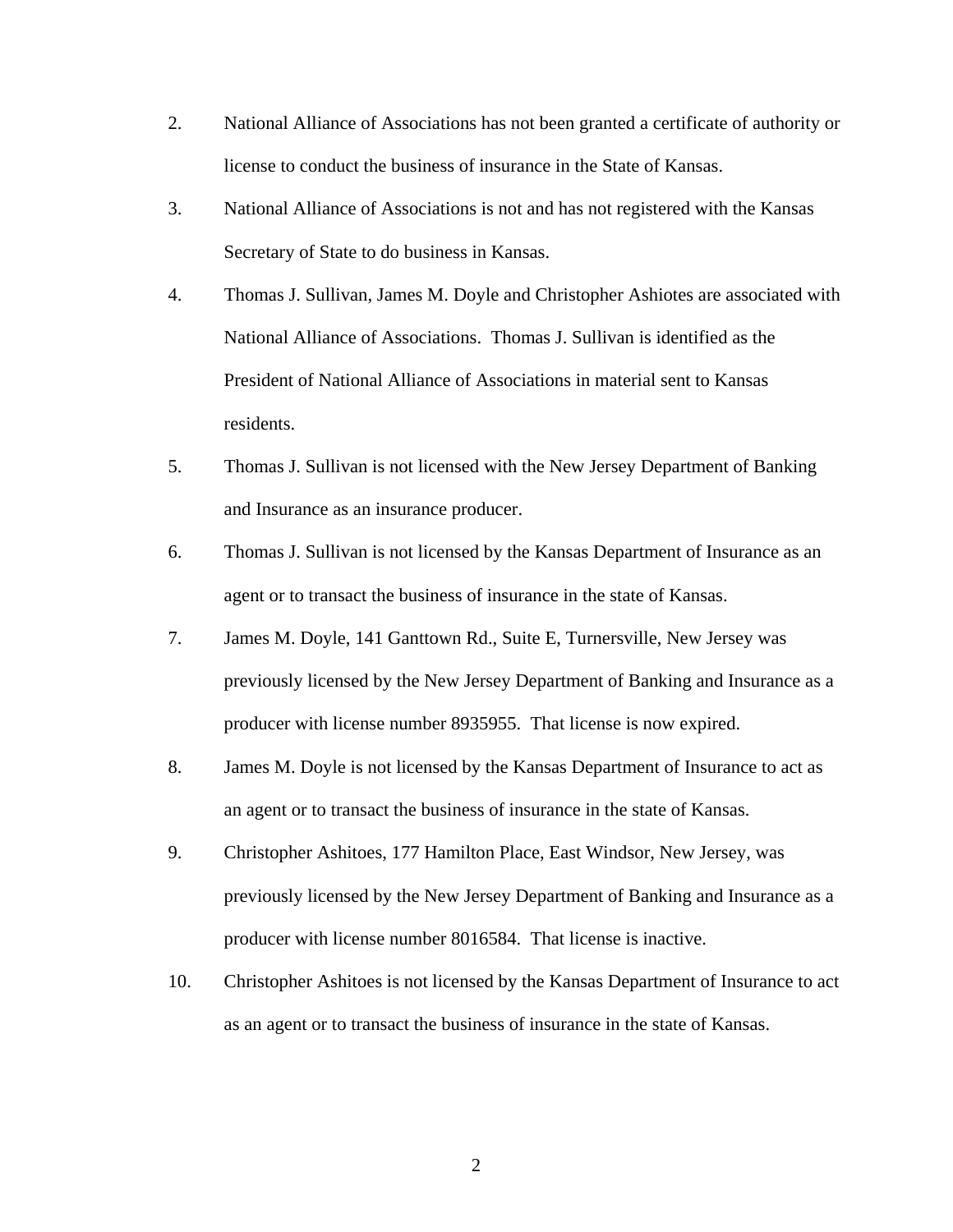2. National Alliance of Associations has not been granted a certificate of authority or license to conduct the business of insurance in the State of Kansas.

3. National Alliance of Associations is not and has not registered with the Kansas Secretary of State to do business in Kansas.

4. Thomas J. Sullivan, James M. Doyle and Christopher Ashiotes are associated with National Alliance of Associations. Thomas J. Sullivan is identified as the President of National Alliance of Associations in material sent to Kansas residents.

5. Thomas J. Sullivan is not licensed with the New Jersey Department of Banking and Insurance as an insurance producer.

6. Thomas J. Sullivan is not licensed by the Kansas Department of Insurance as an agent or to transact the business of insurance in the state of Kansas.

7. James M. Doyle, 141 Ganttown Rd., Suite E, Turnersville, New Jersey was previously licensed by the New Jersey Department of Banking and Insurance as a producer with license number 8935955. That license is now expired.

8. James M. Doyle is not licensed by the Kansas Department of Insurance to act as an agent or to transact the business of insurance in the state of Kansas.

9. Christopher Ashitoes, 177 Hamilton Place, East Windsor, New Jersey, was previously licensed by the New Jersey Department of Banking and Insurance as a producer with license number 8016584. That license is inactive.

10. Christopher Ashitoes is not licensed by the Kansas Department of Insurance to act as an agent or to transact the business of insurance in the state of Kansas.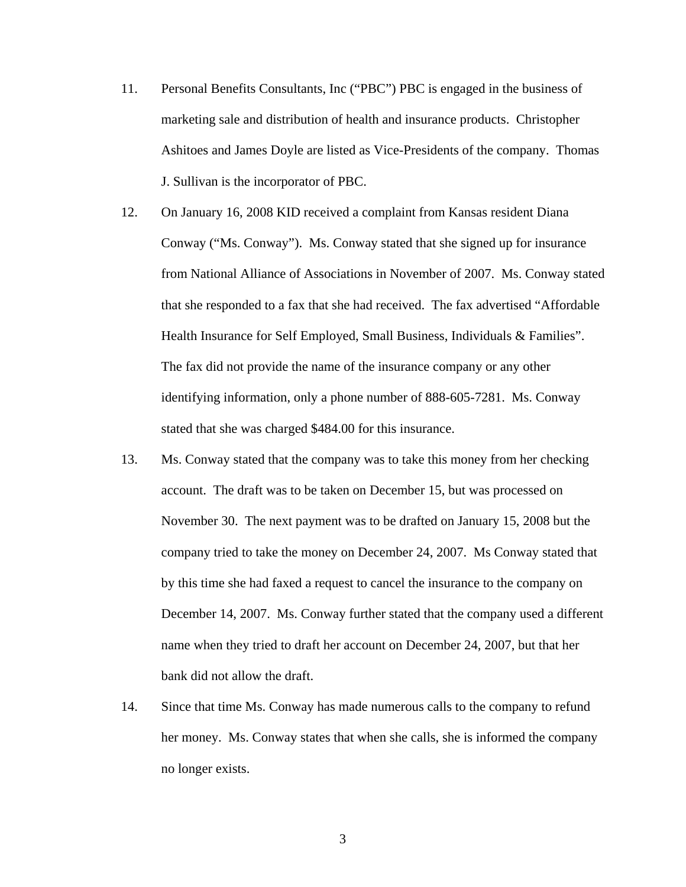11. Personal Benefits Consultants, Inc ("PBC") PBC is engaged in the business of marketing sale and distribution of health and insurance products. Christopher Ashitoes and James Doyle are listed as Vice-Presidents of the company. Thomas J. Sullivan is the incorporator of PBC.

12. On January 16, 2008 KID received a complaint from Kansas resident Diana Conway ("Ms. Conway"). Ms. Conway stated that she signed up for insurance from National Alliance of Associations in November of 2007. Ms. Conway stated that she responded to a fax that she had received. The fax advertised "Affordable Health Insurance for Self Employed, Small Business, Individuals & Families". The fax did not provide the name of the insurance company or any other identifying information, only a phone number of 888-605-7281. Ms. Conway stated that she was charged $484.00 for this insurance.

13. Ms. Conway stated that the company was to take this money from her checking account. The draft was to be taken on December 15, but was processed on November 30. The next payment was to be drafted on January 15, 2008 but the company tried to take the money on December 24, 2007. Ms Conway stated that by this time she had faxed a request to cancel the insurance to the company on December 14, 2007. Ms. Conway further stated that the company used a different name when they tried to draft her account on December 24, 2007, but that her bank did not allow the draft.

14. Since that time Ms. Conway has made numerous calls to the company to refund her money. Ms. Conway states that when she calls, she is informed the company no longer exists.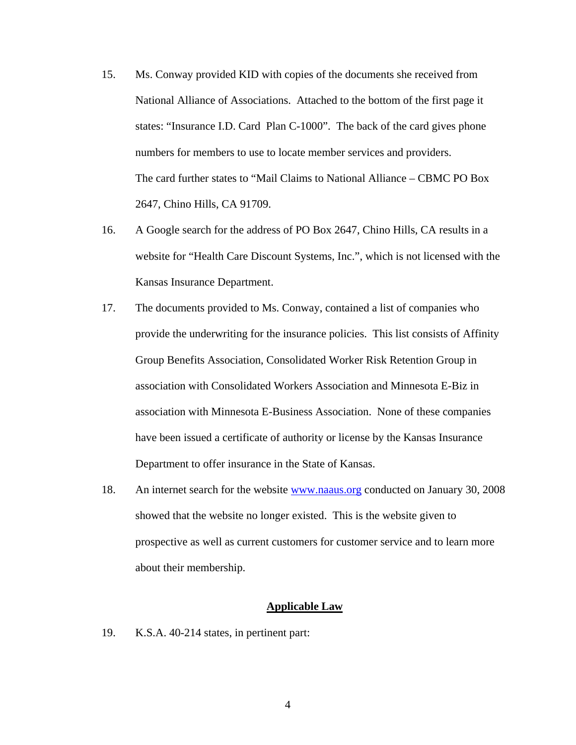15. Ms. Conway provided KID with copies of the documents she received from National Alliance of Associations. Attached to the bottom of the first page it states: "Insurance I.D. Card Plan C-1000". The back of the card gives phone numbers for members to use to locate member services and providers. The card further states to "Mail Claims to National Alliance – CBMC PO Box 2647, Chino Hills, CA 91709.

16. A Google search for the address of PO Box 2647, Chino Hills, CA results in a website for "Health Care Discount Systems, Inc.", which is not licensed with the Kansas Insurance Department.

17. The documents provided to Ms. Conway, contained a list of companies who provide the underwriting for the insurance policies. This list consists of Affinity Group Benefits Association, Consolidated Worker Risk Retention Group in association with Consolidated Workers Association and Minnesota E-Biz in association with Minnesota E-Business Association. None of these companies have been issued a certificate of authority or license by the Kansas Insurance Department to offer insurance in the State of Kansas.

18. An internet search for the website [www.naaus.org](http://www.naaus.org) conducted on January 30, 2008 showed that the website no longer existed. This is the website given to prospective as well as current customers for customer service and to learn more about their membership.

## Applicable Law

19. K.S.A. 40-214 states, in pertinent part: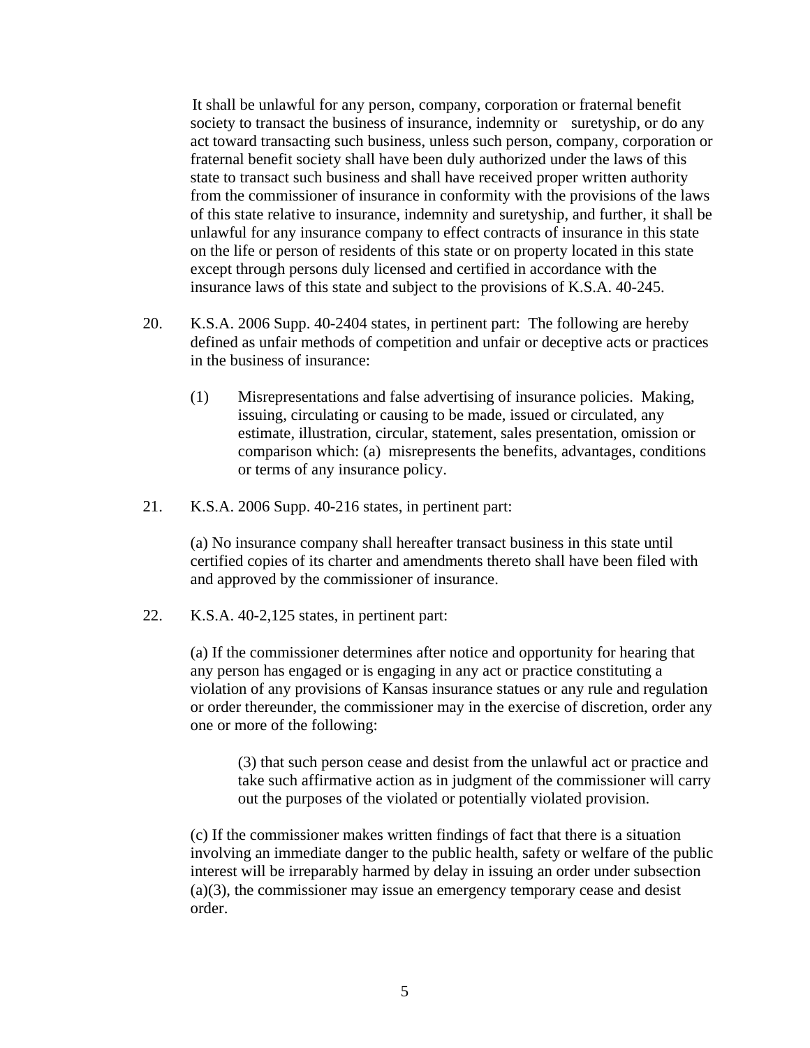It shall be unlawful for any person, company, corporation or fraternal benefit society to transact the business of insurance, indemnity or suretyship, or do any act toward transacting such business, unless such person, company, corporation or fraternal benefit society shall have been duly authorized under the laws of this state to transact such business and shall have received proper written authority from the commissioner of insurance in conformity with the provisions of the laws of this state relative to insurance, indemnity and suretyship, and further, it shall be unlawful for any insurance company to effect contracts of insurance in this state on the life or person of residents of this state or on property located in this state except through persons duly licensed and certified in accordance with the insurance laws of this state and subject to the provisions of K.S.A. 40-245.

20. K.S.A. 2006 Supp. 40-2404 states, in pertinent part: The following are hereby defined as unfair methods of competition and unfair or deceptive acts or practices in the business of insurance:

    (1) Misrepresentations and false advertising of insurance policies. Making, issuing, circulating or causing to be made, issued or circulated, any estimate, illustration, circular, statement, sales presentation, omission or comparison which: (a) misrepresents the benefits, advantages, conditions or terms of any insurance policy.

21. K.S.A. 2006 Supp. 40-216 states, in pertinent part:

    (a) No insurance company shall hereafter transact business in this state until certified copies of its charter and amendments thereto shall have been filed with and approved by the commissioner of insurance.

22. K.S.A. 40-2,125 states, in pertinent part:

    (a) If the commissioner determines after notice and opportunity for hearing that any person has engaged or is engaging in any act or practice constituting a violation of any provisions of Kansas insurance statues or any rule and regulation or order thereunder, the commissioner may in the exercise of discretion, order any one or more of the following:

        (3) that such person cease and desist from the unlawful act or practice and take such affirmative action as in judgment of the commissioner will carry out the purposes of the violated or potentially violated provision.

    (c) If the commissioner makes written findings of fact that there is a situation involving an immediate danger to the public health, safety or welfare of the public interest will be irreparably harmed by delay in issuing an order under subsection (a)(3), the commissioner may issue an emergency temporary cease and desist order.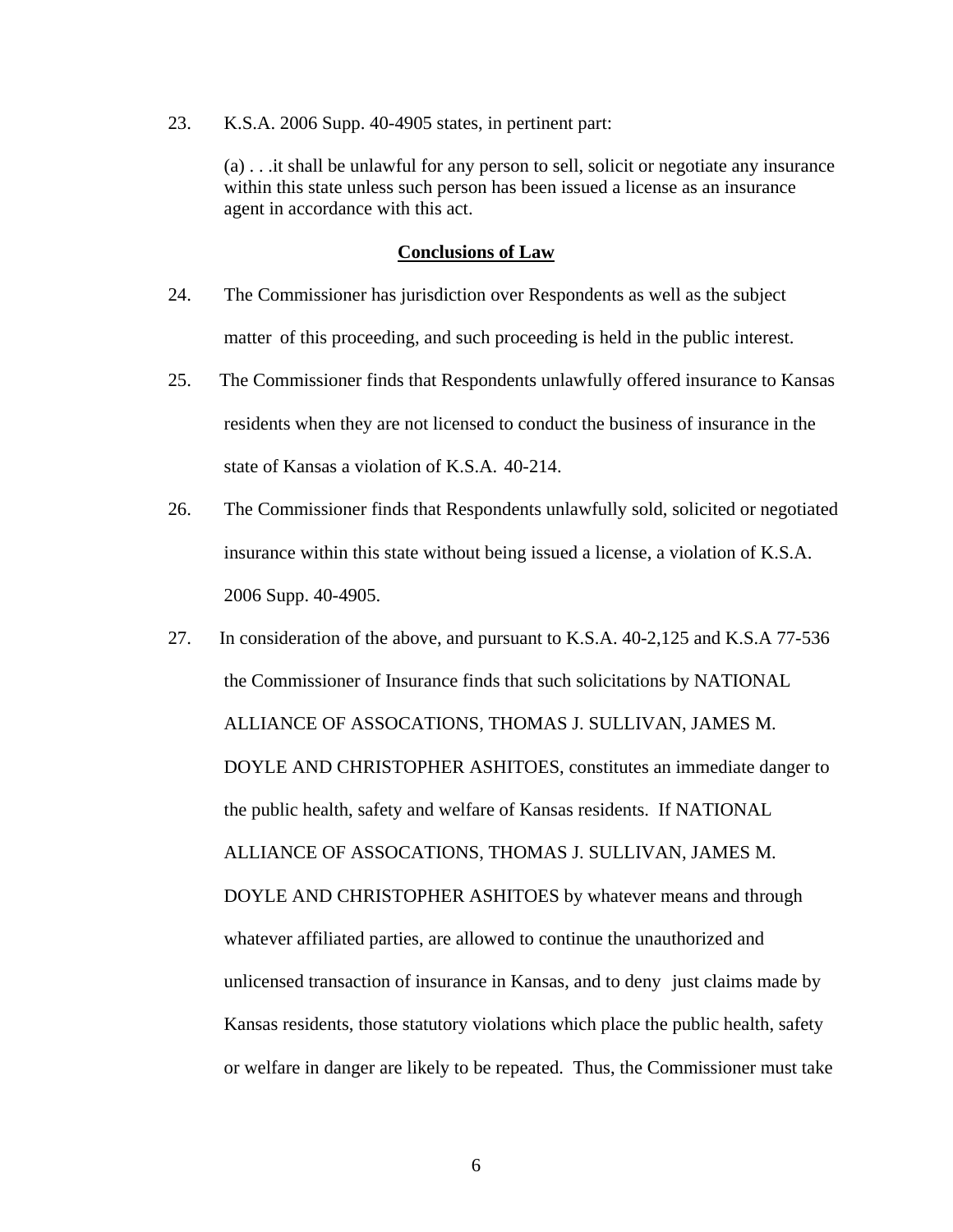23. K.S.A. 2006 Supp. 40-4905 states, in pertinent part:

> (a) . . .it shall be unlawful for any person to sell, solicit or negotiate any insurance within this state unless such person has been issued a license as an insurance agent in accordance with this act.

**Conclusions of Law**

24. The Commissioner has jurisdiction over Respondents as well as the subject matter of this proceeding, and such proceeding is held in the public interest.

25. The Commissioner finds that Respondents unlawfully offered insurance to Kansas residents when they are not licensed to conduct the business of insurance in the state of Kansas a violation of K.S.A. 40-214.

26. The Commissioner finds that Respondents unlawfully sold, solicited or negotiated insurance within this state without being issued a license, a violation of K.S.A. 2006 Supp. 40-4905.

27. In consideration of the above, and pursuant to K.S.A. 40-2,125 and K.S.A 77-536 the Commissioner of Insurance finds that such solicitations by NATIONAL ALLIANCE OF ASSOCATIONS, THOMAS J. SULLIVAN, JAMES M. DOYLE AND CHRISTOPHER ASHITOES, constitutes an immediate danger to the public health, safety and welfare of Kansas residents. If NATIONAL ALLIANCE OF ASSOCATIONS, THOMAS J. SULLIVAN, JAMES M. DOYLE AND CHRISTOPHER ASHITOES by whatever means and through whatever affiliated parties, are allowed to continue the unauthorized and unlicensed transaction of insurance in Kansas, and to deny just claims made by Kansas residents, those statutory violations which place the public health, safety or welfare in danger are likely to be repeated. Thus, the Commissioner must take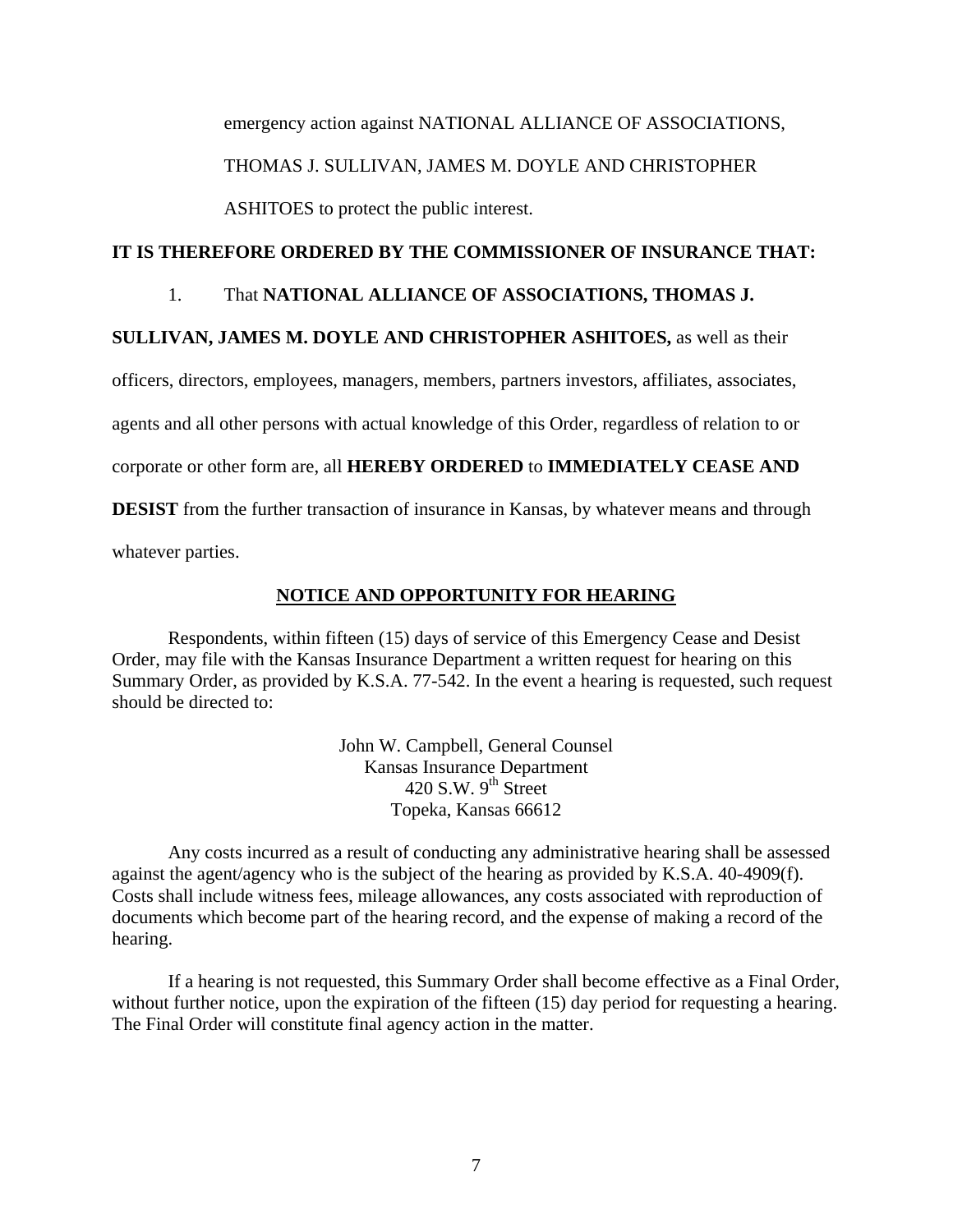emergency action against NATIONAL ALLIANCE OF ASSOCIATIONS, THOMAS J. SULLIVAN, JAMES M. DOYLE AND CHRISTOPHER ASHITOES to protect the public interest.

**IT IS THEREFORE ORDERED BY THE COMMISSIONER OF INSURANCE THAT:**

1. That **NATIONAL ALLIANCE OF ASSOCIATIONS, THOMAS J. SULLIVAN, JAMES M. DOYLE AND CHRISTOPHER ASHITOES,** as well as their officers, directors, employees, managers, members, partners investors, affiliates, associates, agents and all other persons with actual knowledge of this Order, regardless of relation to or corporate or other form are, all **HEREBY ORDERED** to **IMMEDIATELY CEASE AND DESIST** from the further transaction of insurance in Kansas, by whatever means and through whatever parties.

## NOTICE AND OPPORTUNITY FOR HEARING

Respondents, within fifteen (15) days of service of this Emergency Cease and Desist Order, may file with the Kansas Insurance Department a written request for hearing on this Summary Order, as provided by K.S.A. 77-542. In the event a hearing is requested, such request should be directed to:

John W. Campbell, General Counsel
Kansas Insurance Department
420 S.W. 9th Street
Topeka, Kansas 66612

Any costs incurred as a result of conducting any administrative hearing shall be assessed against the agent/agency who is the subject of the hearing as provided by K.S.A. 40-4909(f). Costs shall include witness fees, mileage allowances, any costs associated with reproduction of documents which become part of the hearing record, and the expense of making a record of the hearing.

If a hearing is not requested, this Summary Order shall become effective as a Final Order, without further notice, upon the expiration of the fifteen (15) day period for requesting a hearing. The Final Order will constitute final agency action in the matter.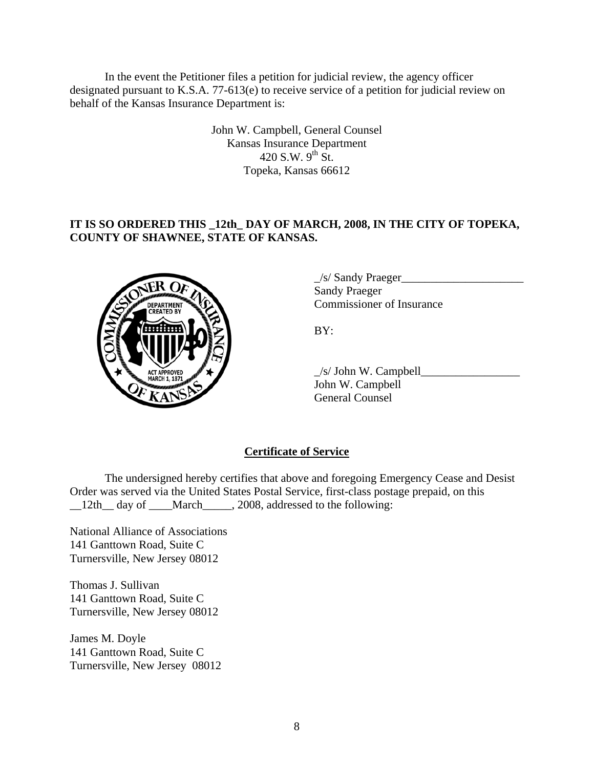In the event the Petitioner files a petition for judicial review, the agency officer designated pursuant to K.S.A. 77-613(e) to receive service of a petition for judicial review on behalf of the Kansas Insurance Department is:

John W. Campbell, General Counsel
Kansas Insurance Department
420 S.W. 9th St.
Topeka, Kansas 66612

**IT IS SO ORDERED THIS _12th_ DAY OF MARCH, 2008, IN THE CITY OF TOPEKA, COUNTY OF SHAWNEE, STATE OF KANSAS.**

_/s/ Sandy Praeger_____________________
Sandy Praeger
Commissioner of Insurance

BY:

_/s/ John W. Campbell_________________
John W. Campbell
General Counsel

## Certificate of Service

The undersigned hereby certifies that above and foregoing Emergency Cease and Desist Order was served via the United States Postal Service, first-class postage prepaid, on this __12th__ day of ____March_____, 2008, addressed to the following:

National Alliance of Associations
141 Ganttown Road, Suite C
Turnersville, New Jersey 08012

Thomas J. Sullivan
141 Ganttown Road, Suite C
Turnersville, New Jersey 08012

James M. Doyle
141 Ganttown Road, Suite C
Turnersville, New Jersey 08012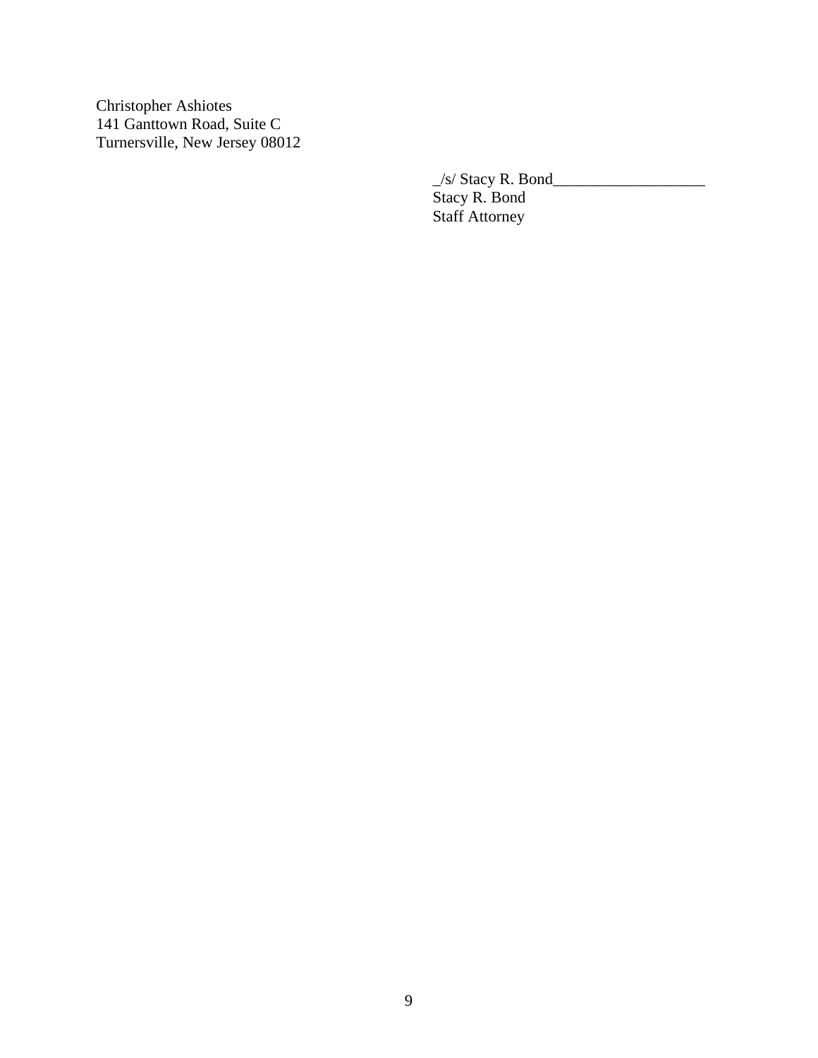Christopher Ashiotes
141 Ganttown Road, Suite C
Turnersville, New Jersey 08012

_/s/ Stacy R. Bond___________________
Stacy R. Bond
Staff Attorney